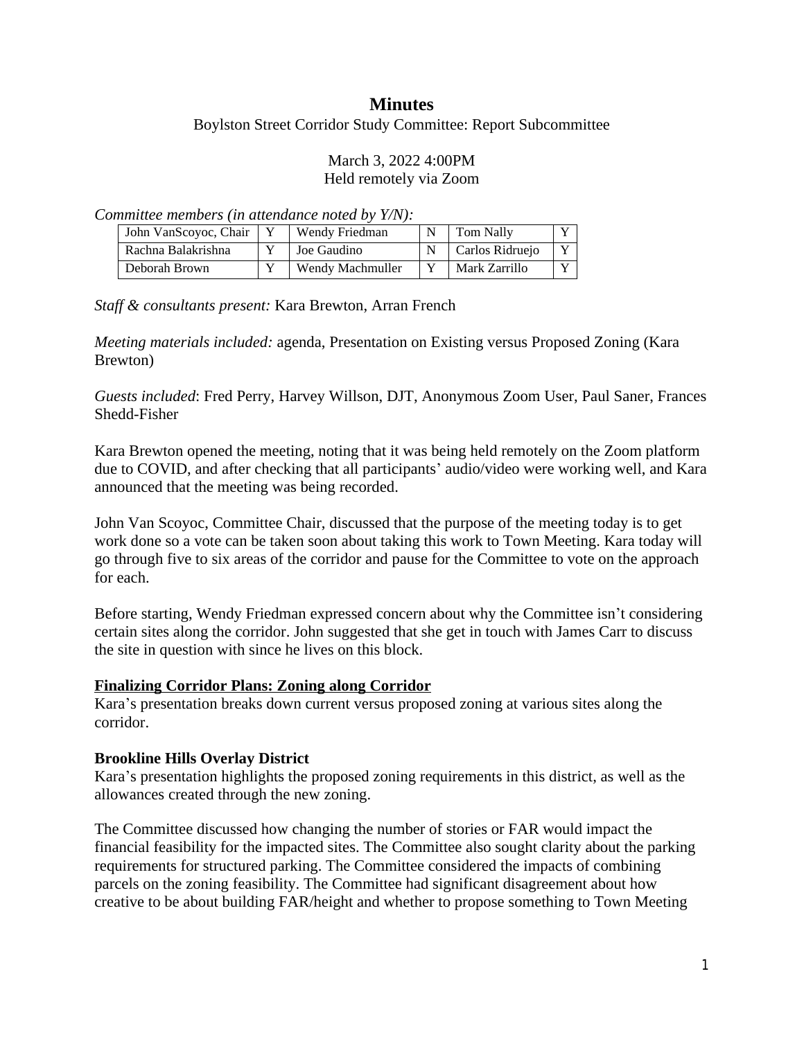# Minutes

Boylston Street Corridor Study Committee: Report Subcommittee

March 3, 2022 4:00PM
Held remotely via Zoom

*Committee members (in attendance noted by Y/N):*

| John VanScoyoc, Chair | Y | Wendy Friedman | N | Tom Nally | Y |
|---|---|---|---|---|---|
| Rachna Balakrishna | Y | Joe Gaudino | N | Carlos Ridruejo | Y |
| Deborah Brown | Y | Wendy Machmuller | Y | Mark Zarrillo | Y |

*Staff & consultants present:* Kara Brewton, Arran French

*Meeting materials included:* agenda, Presentation on Existing versus Proposed Zoning (Kara Brewton)

*Guests included*: Fred Perry, Harvey Willson, DJT, Anonymous Zoom User, Paul Saner, Frances Shedd-Fisher

Kara Brewton opened the meeting, noting that it was being held remotely on the Zoom platform due to COVID, and after checking that all participants' audio/video were working well, and Kara announced that the meeting was being recorded.

John Van Scoyoc, Committee Chair, discussed that the purpose of the meeting today is to get work done so a vote can be taken soon about taking this work to Town Meeting. Kara today will go through five to six areas of the corridor and pause for the Committee to vote on the approach for each.

Before starting, Wendy Friedman expressed concern about why the Committee isn't considering certain sites along the corridor. John suggested that she get in touch with James Carr to discuss the site in question with since he lives on this block.

**Finalizing Corridor Plans: Zoning along Corridor**

Kara's presentation breaks down current versus proposed zoning at various sites along the corridor.

**Brookline Hills Overlay District**

Kara's presentation highlights the proposed zoning requirements in this district, as well as the allowances created through the new zoning.

The Committee discussed how changing the number of stories or FAR would impact the financial feasibility for the impacted sites. The Committee also sought clarity about the parking requirements for structured parking. The Committee considered the impacts of combining parcels on the zoning feasibility. The Committee had significant disagreement about how creative to be about building FAR/height and whether to propose something to Town Meeting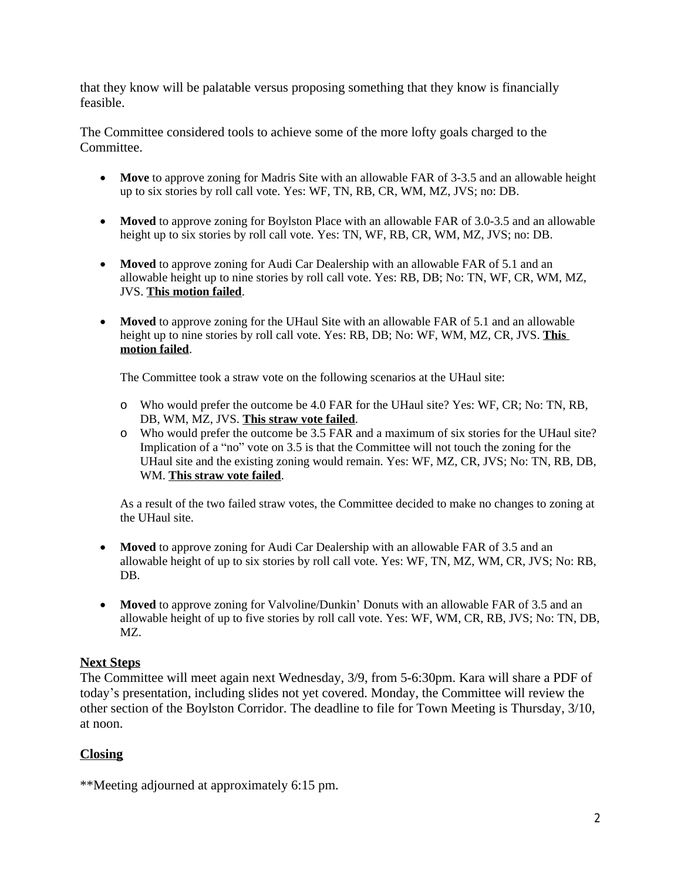that they know will be palatable versus proposing something that they know is financially feasible.

The Committee considered tools to achieve some of the more lofty goals charged to the Committee.

- **Move** to approve zoning for Madris Site with an allowable FAR of 3-3.5 and an allowable height up to six stories by roll call vote. Yes: WF, TN, RB, CR, WM, MZ, JVS; no: DB.

- **Moved** to approve zoning for Boylston Place with an allowable FAR of 3.0-3.5 and an allowable height up to six stories by roll call vote. Yes: TN, WF, RB, CR, WM, MZ, JVS; no: DB.

- **Moved** to approve zoning for Audi Car Dealership with an allowable FAR of 5.1 and an allowable height up to nine stories by roll call vote. Yes: RB, DB; No: TN, WF, CR, WM, MZ, JVS. **This motion failed**.

- **Moved** to approve zoning for the UHaul Site with an allowable FAR of 5.1 and an allowable height up to nine stories by roll call vote. Yes: RB, DB; No: WF, WM, MZ, CR, JVS. **This motion failed**.

  The Committee took a straw vote on the following scenarios at the UHaul site:

  - Who would prefer the outcome be 4.0 FAR for the UHaul site? Yes: WF, CR; No: TN, RB, DB, WM, MZ, JVS. **This straw vote failed**.
  - Who would prefer the outcome be 3.5 FAR and a maximum of six stories for the UHaul site? Implication of a "no" vote on 3.5 is that the Committee will not touch the zoning for the UHaul site and the existing zoning would remain. Yes: WF, MZ, CR, JVS; No: TN, RB, DB, WM. **This straw vote failed**.

  As a result of the two failed straw votes, the Committee decided to make no changes to zoning at the UHaul site.

- **Moved** to approve zoning for Audi Car Dealership with an allowable FAR of 3.5 and an allowable height of up to six stories by roll call vote. Yes: WF, TN, MZ, WM, CR, JVS; No: RB, DB.

- **Moved** to approve zoning for Valvoline/Dunkin' Donuts with an allowable FAR of 3.5 and an allowable height of up to five stories by roll call vote. Yes: WF, WM, CR, RB, JVS; No: TN, DB, MZ.

## Next Steps

The Committee will meet again next Wednesday, 3/9, from 5-6:30pm. Kara will share a PDF of today's presentation, including slides not yet covered. Monday, the Committee will review the other section of the Boylston Corridor. The deadline to file for Town Meeting is Thursday, 3/10, at noon.

## Closing

**Meeting adjourned at approximately 6:15 pm.